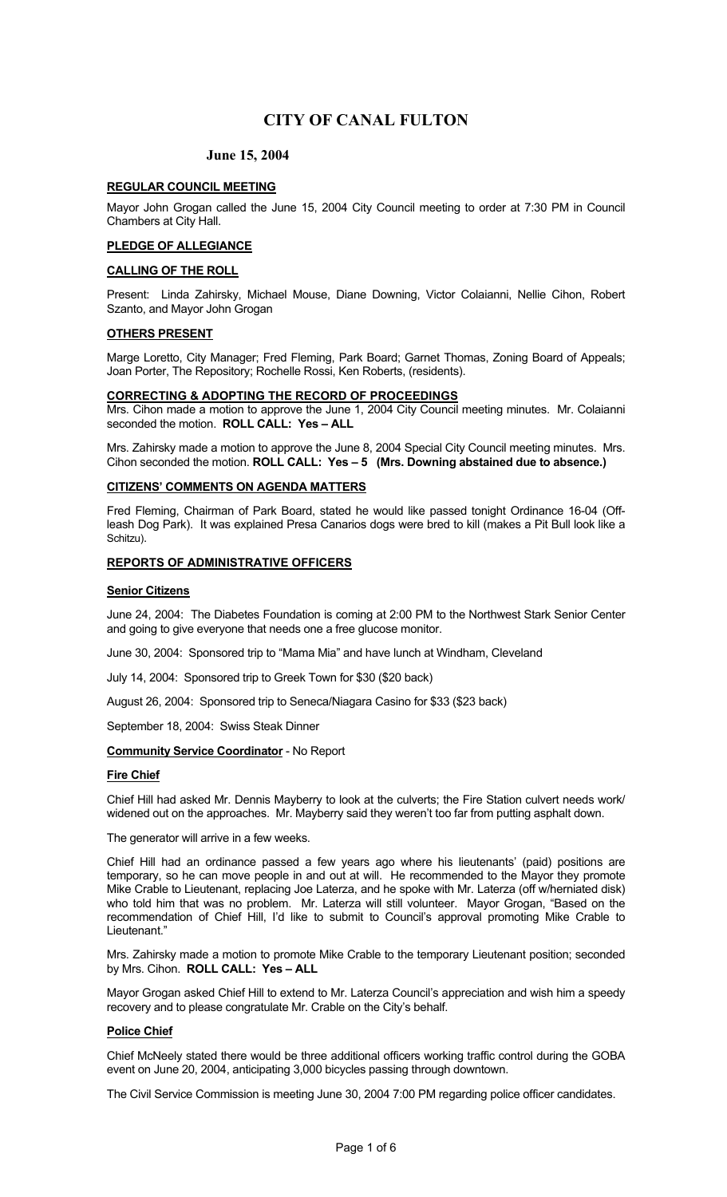# CITY OF CANAL FULTON

**June 15, 2004**

## REGULAR COUNCIL MEETING

Mayor John Grogan called the June 15, 2004 City Council meeting to order at 7:30 PM in Council Chambers at City Hall.

## PLEDGE OF ALLEGIANCE

## CALLING OF THE ROLL

Present: Linda Zahirsky, Michael Mouse, Diane Downing, Victor Colaianni, Nellie Cihon, Robert Szanto, and Mayor John Grogan

## OTHERS PRESENT

Marge Loretto, City Manager; Fred Fleming, Park Board; Garnet Thomas, Zoning Board of Appeals; Joan Porter, The Repository; Rochelle Rossi, Ken Roberts, (residents).

## CORRECTING & ADOPTING THE RECORD OF PROCEEDINGS

Mrs. Cihon made a motion to approve the June 1, 2004 City Council meeting minutes. Mr. Colaianni seconded the motion. **ROLL CALL: Yes – ALL**

Mrs. Zahirsky made a motion to approve the June 8, 2004 Special City Council meeting minutes. Mrs. Cihon seconded the motion. **ROLL CALL: Yes – 5 (Mrs. Downing abstained due to absence.)**

## CITIZENS' COMMENTS ON AGENDA MATTERS

Fred Fleming, Chairman of Park Board, stated he would like passed tonight Ordinance 16-04 (Off-leash Dog Park). It was explained Presa Canarios dogs were bred to kill (makes a Pit Bull look like a Schitzu).

## REPORTS OF ADMINISTRATIVE OFFICERS

### Senior Citizens

June 24, 2004: The Diabetes Foundation is coming at 2:00 PM to the Northwest Stark Senior Center and going to give everyone that needs one a free glucose monitor.

June 30, 2004: Sponsored trip to "Mama Mia" and have lunch at Windham, Cleveland

July 14, 2004: Sponsored trip to Greek Town for $30 ($20 back)

August 26, 2004: Sponsored trip to Seneca/Niagara Casino for $33 ($23 back)

September 18, 2004: Swiss Steak Dinner

**Community Service Coordinator** - No Report

### Fire Chief

Chief Hill had asked Mr. Dennis Mayberry to look at the culverts; the Fire Station culvert needs work/ widened out on the approaches. Mr. Mayberry said they weren't too far from putting asphalt down.

The generator will arrive in a few weeks.

Chief Hill had an ordinance passed a few years ago where his lieutenants' (paid) positions are temporary, so he can move people in and out at will. He recommended to the Mayor they promote Mike Crable to Lieutenant, replacing Joe Laterza, and he spoke with Mr. Laterza (off w/herniated disk) who told him that was no problem. Mr. Laterza will still volunteer. Mayor Grogan, "Based on the recommendation of Chief Hill, I'd like to submit to Council's approval promoting Mike Crable to Lieutenant."

Mrs. Zahirsky made a motion to promote Mike Crable to the temporary Lieutenant position; seconded by Mrs. Cihon. **ROLL CALL: Yes – ALL**

Mayor Grogan asked Chief Hill to extend to Mr. Laterza Council's appreciation and wish him a speedy recovery and to please congratulate Mr. Crable on the City's behalf.

### Police Chief

Chief McNeely stated there would be three additional officers working traffic control during the GOBA event on June 20, 2004, anticipating 3,000 bicycles passing through downtown.

The Civil Service Commission is meeting June 30, 2004 7:00 PM regarding police officer candidates.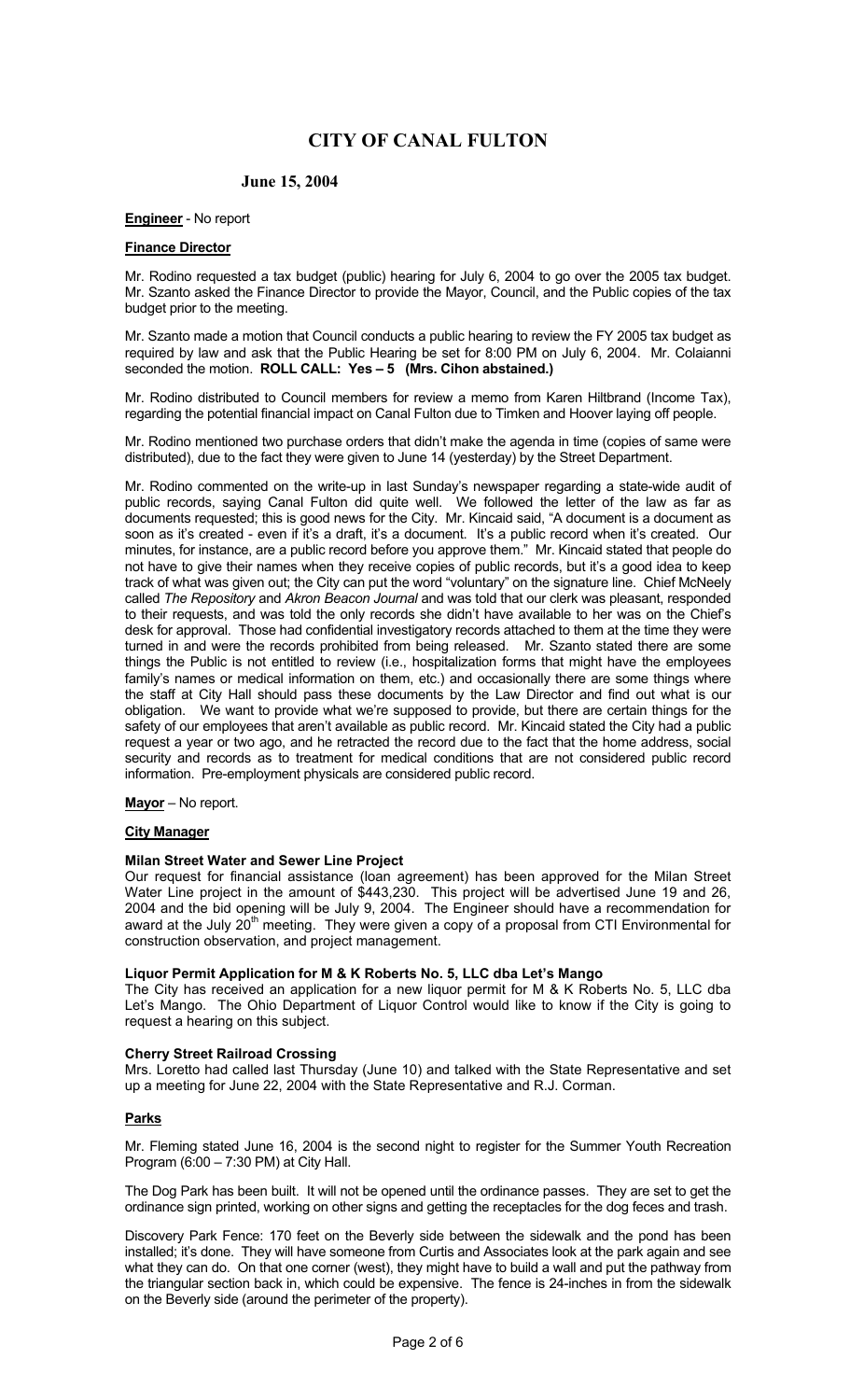# CITY OF CANAL FULTON

**June 15, 2004**

**Engineer** - No report

**Finance Director**

Mr. Rodino requested a tax budget (public) hearing for July 6, 2004 to go over the 2005 tax budget. Mr. Szanto asked the Finance Director to provide the Mayor, Council, and the Public copies of the tax budget prior to the meeting.

Mr. Szanto made a motion that Council conducts a public hearing to review the FY 2005 tax budget as required by law and ask that the Public Hearing be set for 8:00 PM on July 6, 2004. Mr. Colaianni seconded the motion. **ROLL CALL: Yes – 5 (Mrs. Cihon abstained.)**

Mr. Rodino distributed to Council members for review a memo from Karen Hiltbrand (Income Tax), regarding the potential financial impact on Canal Fulton due to Timken and Hoover laying off people.

Mr. Rodino mentioned two purchase orders that didn't make the agenda in time (copies of same were distributed), due to the fact they were given to June 14 (yesterday) by the Street Department.

Mr. Rodino commented on the write-up in last Sunday's newspaper regarding a state-wide audit of public records, saying Canal Fulton did quite well. We followed the letter of the law as far as documents requested; this is good news for the City. Mr. Kincaid said, "A document is a document as soon as it's created - even if it's a draft, it's a document. It's a public record when it's created. Our minutes, for instance, are a public record before you approve them." Mr. Kincaid stated that people do not have to give their names when they receive copies of public records, but it's a good idea to keep track of what was given out; the City can put the word "voluntary" on the signature line. Chief McNeely called *The Repository* and *Akron Beacon Journal* and was told that our clerk was pleasant, responded to their requests, and was told the only records she didn't have available to her was on the Chief's desk for approval. Those had confidential investigatory records attached to them at the time they were turned in and were the records prohibited from being released. Mr. Szanto stated there are some things the Public is not entitled to review (i.e., hospitalization forms that might have the employees family's names or medical information on them, etc.) and occasionally there are some things where the staff at City Hall should pass these documents by the Law Director and find out what is our obligation. We want to provide what we're supposed to provide, but there are certain things for the safety of our employees that aren't available as public record. Mr. Kincaid stated the City had a public request a year or two ago, and he retracted the record due to the fact that the home address, social security and records as to treatment for medical conditions that are not considered public record information. Pre-employment physicals are considered public record.

**Mayor** – No report.

**City Manager**

**Milan Street Water and Sewer Line Project**

Our request for financial assistance (loan agreement) has been approved for the Milan Street Water Line project in the amount of $443,230. This project will be advertised June 19 and 26, 2004 and the bid opening will be July 9, 2004. The Engineer should have a recommendation for award at the July 20th meeting. They were given a copy of a proposal from CTI Environmental for construction observation, and project management.

**Liquor Permit Application for M & K Roberts No. 5, LLC dba Let's Mango**

The City has received an application for a new liquor permit for M & K Roberts No. 5, LLC dba Let's Mango. The Ohio Department of Liquor Control would like to know if the City is going to request a hearing on this subject.

**Cherry Street Railroad Crossing**

Mrs. Loretto had called last Thursday (June 10) and talked with the State Representative and set up a meeting for June 22, 2004 with the State Representative and R.J. Corman.

**Parks**

Mr. Fleming stated June 16, 2004 is the second night to register for the Summer Youth Recreation Program (6:00 – 7:30 PM) at City Hall.

The Dog Park has been built. It will not be opened until the ordinance passes. They are set to get the ordinance sign printed, working on other signs and getting the receptacles for the dog feces and trash.

Discovery Park Fence: 170 feet on the Beverly side between the sidewalk and the pond has been installed; it's done. They will have someone from Curtis and Associates look at the park again and see what they can do. On that one corner (west), they might have to build a wall and put the pathway from the triangular section back in, which could be expensive. The fence is 24-inches in from the sidewalk on the Beverly side (around the perimeter of the property).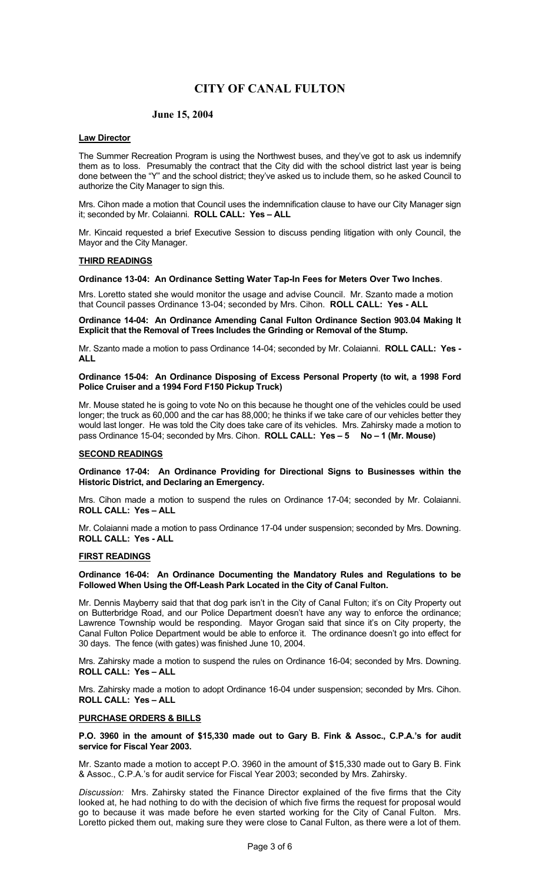# CITY OF CANAL FULTON

### June 15, 2004

**Law Director**

The Summer Recreation Program is using the Northwest buses, and they've got to ask us indemnify them as to loss. Presumably the contract that the City did with the school district last year is being done between the "Y" and the school district; they've asked us to include them, so he asked Council to authorize the City Manager to sign this.

Mrs. Cihon made a motion that Council uses the indemnification clause to have our City Manager sign it; seconded by Mr. Colaianni. **ROLL CALL: Yes – ALL**

Mr. Kincaid requested a brief Executive Session to discuss pending litigation with only Council, the Mayor and the City Manager.

**THIRD READINGS**

**Ordinance 13-04: An Ordinance Setting Water Tap-In Fees for Meters Over Two Inches**.

Mrs. Loretto stated she would monitor the usage and advise Council. Mr. Szanto made a motion that Council passes Ordinance 13-04; seconded by Mrs. Cihon. **ROLL CALL: Yes - ALL**

**Ordinance 14-04: An Ordinance Amending Canal Fulton Ordinance Section 903.04 Making It Explicit that the Removal of Trees Includes the Grinding or Removal of the Stump.**

Mr. Szanto made a motion to pass Ordinance 14-04; seconded by Mr. Colaianni. **ROLL CALL: Yes - ALL**

**Ordinance 15-04: An Ordinance Disposing of Excess Personal Property (to wit, a 1998 Ford Police Cruiser and a 1994 Ford F150 Pickup Truck)**

Mr. Mouse stated he is going to vote No on this because he thought one of the vehicles could be used longer; the truck as 60,000 and the car has 88,000; he thinks if we take care of our vehicles better they would last longer. He was told the City does take care of its vehicles. Mrs. Zahirsky made a motion to pass Ordinance 15-04; seconded by Mrs. Cihon. **ROLL CALL: Yes – 5 No – 1 (Mr. Mouse)**

**SECOND READINGS**

**Ordinance 17-04: An Ordinance Providing for Directional Signs to Businesses within the Historic District, and Declaring an Emergency.**

Mrs. Cihon made a motion to suspend the rules on Ordinance 17-04; seconded by Mr. Colaianni. **ROLL CALL: Yes – ALL**

Mr. Colaianni made a motion to pass Ordinance 17-04 under suspension; seconded by Mrs. Downing. **ROLL CALL: Yes - ALL**

**FIRST READINGS**

**Ordinance 16-04: An Ordinance Documenting the Mandatory Rules and Regulations to be Followed When Using the Off-Leash Park Located in the City of Canal Fulton.**

Mr. Dennis Mayberry said that that dog park isn't in the City of Canal Fulton; it's on City Property out on Butterbridge Road, and our Police Department doesn't have any way to enforce the ordinance; Lawrence Township would be responding. Mayor Grogan said that since it's on City property, the Canal Fulton Police Department would be able to enforce it. The ordinance doesn't go into effect for 30 days. The fence (with gates) was finished June 10, 2004.

Mrs. Zahirsky made a motion to suspend the rules on Ordinance 16-04; seconded by Mrs. Downing. **ROLL CALL: Yes – ALL**

Mrs. Zahirsky made a motion to adopt Ordinance 16-04 under suspension; seconded by Mrs. Cihon. **ROLL CALL: Yes – ALL**

**PURCHASE ORDERS & BILLS**

**P.O. 3960 in the amount of $15,330 made out to Gary B. Fink & Assoc., C.P.A.'s for audit service for Fiscal Year 2003.**

Mr. Szanto made a motion to accept P.O. 3960 in the amount of $15,330 made out to Gary B. Fink & Assoc., C.P.A.'s for audit service for Fiscal Year 2003; seconded by Mrs. Zahirsky.

*Discussion:* Mrs. Zahirsky stated the Finance Director explained of the five firms that the City looked at, he had nothing to do with the decision of which five firms the request for proposal would go to because it was made before he even started working for the City of Canal Fulton. Mrs. Loretto picked them out, making sure they were close to Canal Fulton, as there were a lot of them.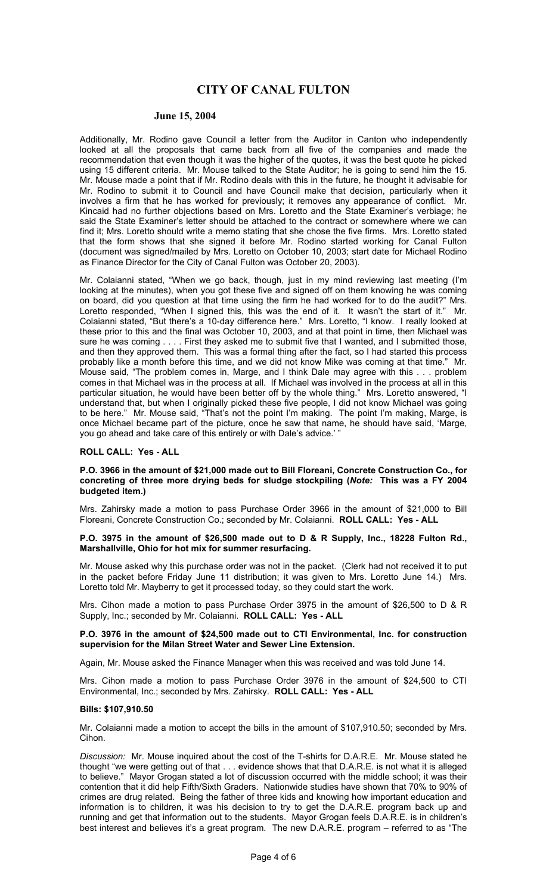# CITY OF CANAL FULTON

## June 15, 2004

Additionally, Mr. Rodino gave Council a letter from the Auditor in Canton who independently looked at all the proposals that came back from all five of the companies and made the recommendation that even though it was the higher of the quotes, it was the best quote he picked using 15 different criteria. Mr. Mouse talked to the State Auditor; he is going to send him the 15. Mr. Mouse made a point that if Mr. Rodino deals with this in the future, he thought it advisable for Mr. Rodino to submit it to Council and have Council make that decision, particularly when it involves a firm that he has worked for previously; it removes any appearance of conflict. Mr. Kincaid had no further objections based on Mrs. Loretto and the State Examiner's verbiage; he said the State Examiner's letter should be attached to the contract or somewhere where we can find it; Mrs. Loretto should write a memo stating that she chose the five firms. Mrs. Loretto stated that the form shows that she signed it before Mr. Rodino started working for Canal Fulton (document was signed/mailed by Mrs. Loretto on October 10, 2003; start date for Michael Rodino as Finance Director for the City of Canal Fulton was October 20, 2003).

Mr. Colaianni stated, "When we go back, though, just in my mind reviewing last meeting (I'm looking at the minutes), when you got these five and signed off on them knowing he was coming on board, did you question at that time using the firm he had worked for to do the audit?" Mrs. Loretto responded, "When I signed this, this was the end of it. It wasn't the start of it." Mr. Colaianni stated, "But there's a 10-day difference here." Mrs. Loretto, "I know. I really looked at these prior to this and the final was October 10, 2003, and at that point in time, then Michael was sure he was coming . . . . First they asked me to submit five that I wanted, and I submitted those, and then they approved them. This was a formal thing after the fact, so I had started this process probably like a month before this time, and we did not know Mike was coming at that time." Mr. Mouse said, "The problem comes in, Marge, and I think Dale may agree with this . . . problem comes in that Michael was in the process at all. If Michael was involved in the process at all in this particular situation, he would have been better off by the whole thing." Mrs. Loretto answered, "I understand that, but when I originally picked these five people, I did not know Michael was going to be here." Mr. Mouse said, "That's not the point I'm making. The point I'm making, Marge, is once Michael became part of the picture, once he saw that name, he should have said, 'Marge, you go ahead and take care of this entirely or with Dale's advice.' "

**ROLL CALL: Yes - ALL**

**P.O. 3966 in the amount of $21,000 made out to Bill Floreani, Concrete Construction Co., for concreting of three more drying beds for sludge stockpiling (*Note:* This was a FY 2004 budgeted item.)**

Mrs. Zahirsky made a motion to pass Purchase Order 3966 in the amount of $21,000 to Bill Floreani, Concrete Construction Co.; seconded by Mr. Colaianni. **ROLL CALL: Yes - ALL**

**P.O. 3975 in the amount of $26,500 made out to D & R Supply, Inc., 18228 Fulton Rd., Marshallville, Ohio for hot mix for summer resurfacing.**

Mr. Mouse asked why this purchase order was not in the packet. (Clerk had not received it to put in the packet before Friday June 11 distribution; it was given to Mrs. Loretto June 14.) Mrs. Loretto told Mr. Mayberry to get it processed today, so they could start the work.

Mrs. Cihon made a motion to pass Purchase Order 3975 in the amount of $26,500 to D & R Supply, Inc.; seconded by Mr. Colaianni. **ROLL CALL: Yes - ALL**

**P.O. 3976 in the amount of $24,500 made out to CTI Environmental, Inc. for construction supervision for the Milan Street Water and Sewer Line Extension.**

Again, Mr. Mouse asked the Finance Manager when this was received and was told June 14.

Mrs. Cihon made a motion to pass Purchase Order 3976 in the amount of $24,500 to CTI Environmental, Inc.; seconded by Mrs. Zahirsky. **ROLL CALL: Yes - ALL**

**Bills: $107,910.50**

Mr. Colaianni made a motion to accept the bills in the amount of $107,910.50; seconded by Mrs. Cihon.

*Discussion:* Mr. Mouse inquired about the cost of the T-shirts for D.A.R.E. Mr. Mouse stated he thought "we were getting out of that . . . evidence shows that that D.A.R.E. is not what it is alleged to believe." Mayor Grogan stated a lot of discussion occurred with the middle school; it was their contention that it did help Fifth/Sixth Graders. Nationwide studies have shown that 70% to 90% of crimes are drug related. Being the father of three kids and knowing how important education and information is to children, it was his decision to try to get the D.A.R.E. program back up and running and get that information out to the students. Mayor Grogan feels D.A.R.E. is in children's best interest and believes it's a great program. The new D.A.R.E. program – referred to as "The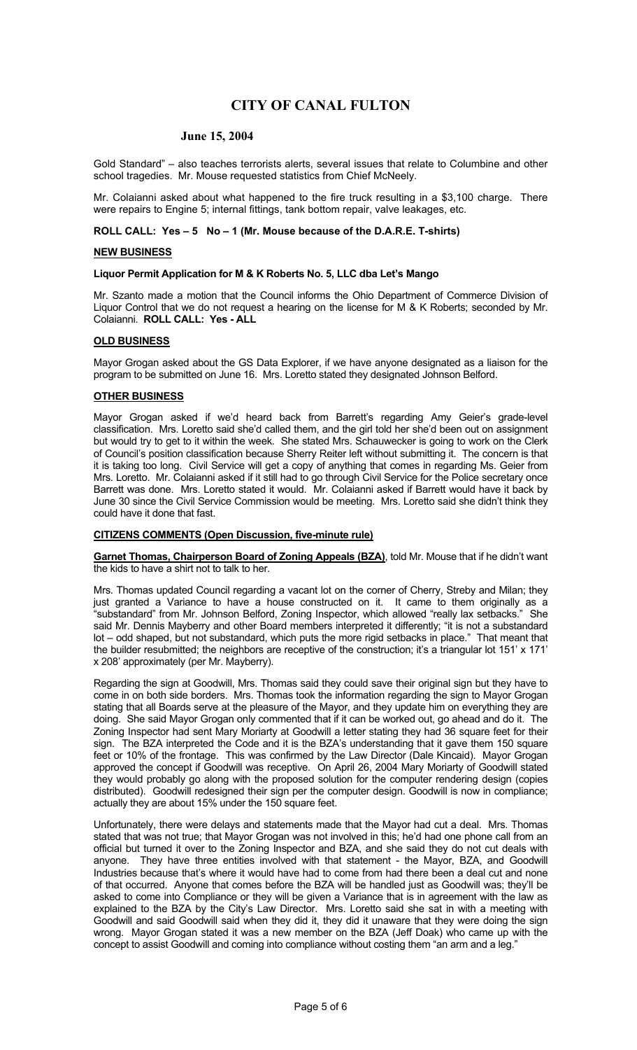Gold Standard" – also teaches terrorists alerts, several issues that relate to Columbine and other school tragedies. Mr. Mouse requested statistics from Chief McNeely.

Mr. Colaianni asked about what happened to the fire truck resulting in a $3,100 charge. There were repairs to Engine 5; internal fittings, tank bottom repair, valve leakages, etc.

**ROLL CALL: Yes – 5 No – 1 (Mr. Mouse because of the D.A.R.E. T-shirts)**

## NEW BUSINESS

### Liquor Permit Application for M & K Roberts No. 5, LLC dba Let's Mango

Mr. Szanto made a motion that the Council informs the Ohio Department of Commerce Division of Liquor Control that we do not request a hearing on the license for M & K Roberts; seconded by Mr. Colaianni. **ROLL CALL: Yes - ALL**

## OLD BUSINESS

Mayor Grogan asked about the GS Data Explorer, if we have anyone designated as a liaison for the program to be submitted on June 16. Mrs. Loretto stated they designated Johnson Belford.

## OTHER BUSINESS

Mayor Grogan asked if we'd heard back from Barrett's regarding Amy Geier's grade-level classification. Mrs. Loretto said she'd called them, and the girl told her she'd been out on assignment but would try to get to it within the week. She stated Mrs. Schauwecker is going to work on the Clerk of Council's position classification because Sherry Reiter left without submitting it. The concern is that it is taking too long. Civil Service will get a copy of anything that comes in regarding Ms. Geier from Mrs. Loretto. Mr. Colaianni asked if it still had to go through Civil Service for the Police secretary once Barrett was done. Mrs. Loretto stated it would. Mr. Colaianni asked if Barrett would have it back by June 30 since the Civil Service Commission would be meeting. Mrs. Loretto said she didn't think they could have it done that fast.

## CITIZENS COMMENTS (Open Discussion, five-minute rule)

**Garnet Thomas, Chairperson Board of Zoning Appeals (BZA)**, told Mr. Mouse that if he didn't want the kids to have a shirt not to talk to her.

Mrs. Thomas updated Council regarding a vacant lot on the corner of Cherry, Streby and Milan; they just granted a Variance to have a house constructed on it. It came to them originally as a "substandard" from Mr. Johnson Belford, Zoning Inspector, which allowed "really lax setbacks." She said Mr. Dennis Mayberry and other Board members interpreted it differently; "it is not a substandard lot – odd shaped, but not substandard, which puts the more rigid setbacks in place." That meant that the builder resubmitted; the neighbors are receptive of the construction; it's a triangular lot 151' x 171' x 208' approximately (per Mr. Mayberry).

Regarding the sign at Goodwill, Mrs. Thomas said they could save their original sign but they have to come in on both side borders. Mrs. Thomas took the information regarding the sign to Mayor Grogan stating that all Boards serve at the pleasure of the Mayor, and they update him on everything they are doing. She said Mayor Grogan only commented that if it can be worked out, go ahead and do it. The Zoning Inspector had sent Mary Moriarty at Goodwill a letter stating they had 36 square feet for their sign. The BZA interpreted the Code and it is the BZA's understanding that it gave them 150 square feet or 10% of the frontage. This was confirmed by the Law Director (Dale Kincaid). Mayor Grogan approved the concept if Goodwill was receptive. On April 26, 2004 Mary Moriarty of Goodwill stated they would probably go along with the proposed solution for the computer rendering design (copies distributed). Goodwill redesigned their sign per the computer design. Goodwill is now in compliance; actually they are about 15% under the 150 square feet.

Unfortunately, there were delays and statements made that the Mayor had cut a deal. Mrs. Thomas stated that was not true; that Mayor Grogan was not involved in this; he'd had one phone call from an official but turned it over to the Zoning Inspector and BZA, and she said they do not cut deals with anyone. They have three entities involved with that statement - the Mayor, BZA, and Goodwill Industries because that's where it would have had to come from had there been a deal cut and none of that occurred. Anyone that comes before the BZA will be handled just as Goodwill was; they'll be asked to come into Compliance or they will be given a Variance that is in agreement with the law as explained to the BZA by the City's Law Director. Mrs. Loretto said she sat in with a meeting with Goodwill and said Goodwill said when they did it, they did it unaware that they were doing the sign wrong. Mayor Grogan stated it was a new member on the BZA (Jeff Doak) who came up with the concept to assist Goodwill and coming into compliance without costing them "an arm and a leg."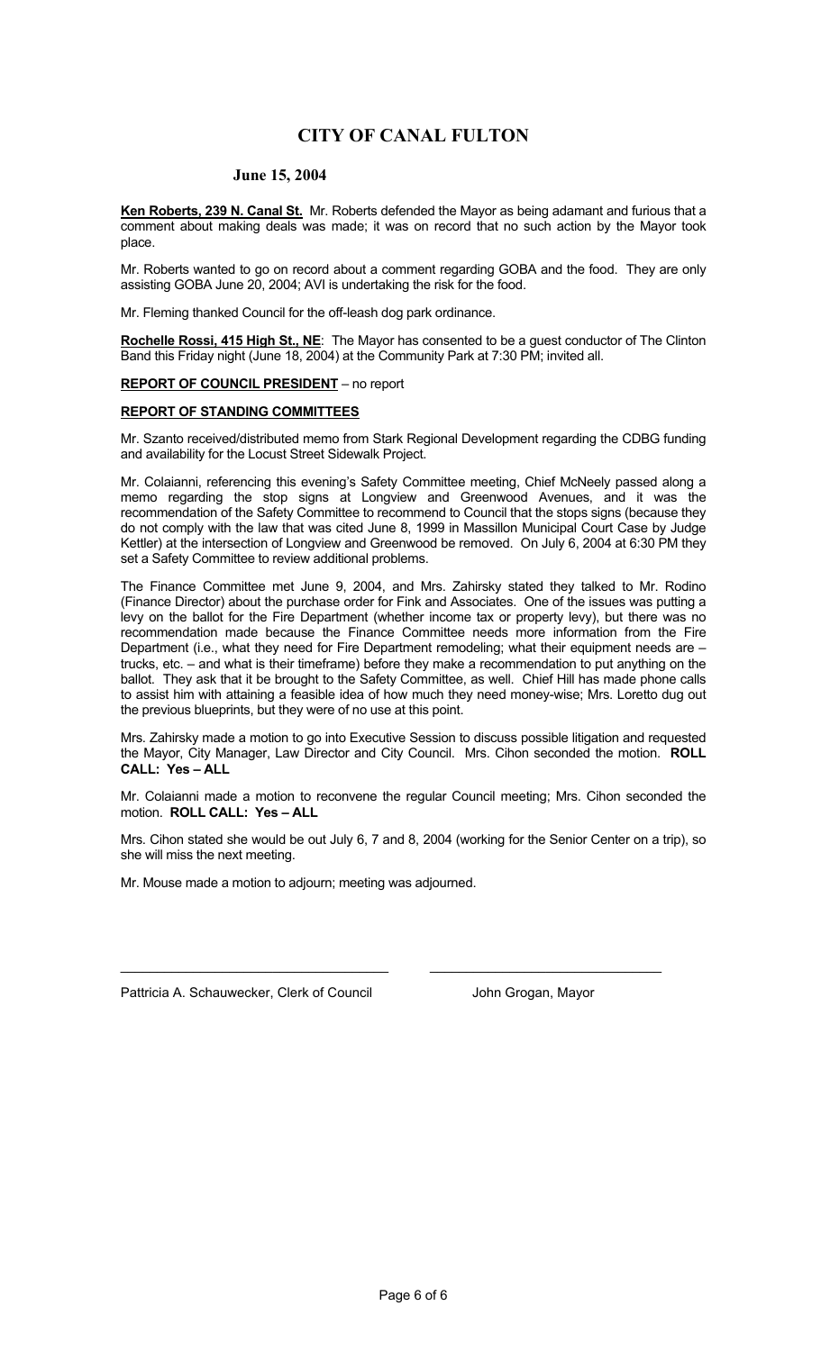# CITY OF CANAL FULTON

**June 15, 2004**

**Ken Roberts, 239 N. Canal St.** Mr. Roberts defended the Mayor as being adamant and furious that a comment about making deals was made; it was on record that no such action by the Mayor took place.

Mr. Roberts wanted to go on record about a comment regarding GOBA and the food. They are only assisting GOBA June 20, 2004; AVI is undertaking the risk for the food.

Mr. Fleming thanked Council for the off-leash dog park ordinance.

**Rochelle Rossi, 415 High St., NE**: The Mayor has consented to be a guest conductor of The Clinton Band this Friday night (June 18, 2004) at the Community Park at 7:30 PM; invited all.

**REPORT OF COUNCIL PRESIDENT** – no report

**REPORT OF STANDING COMMITTEES**

Mr. Szanto received/distributed memo from Stark Regional Development regarding the CDBG funding and availability for the Locust Street Sidewalk Project.

Mr. Colaianni, referencing this evening's Safety Committee meeting, Chief McNeely passed along a memo regarding the stop signs at Longview and Greenwood Avenues, and it was the recommendation of the Safety Committee to recommend to Council that the stops signs (because they do not comply with the law that was cited June 8, 1999 in Massillon Municipal Court Case by Judge Kettler) at the intersection of Longview and Greenwood be removed. On July 6, 2004 at 6:30 PM they set a Safety Committee to review additional problems.

The Finance Committee met June 9, 2004, and Mrs. Zahirsky stated they talked to Mr. Rodino (Finance Director) about the purchase order for Fink and Associates. One of the issues was putting a levy on the ballot for the Fire Department (whether income tax or property levy), but there was no recommendation made because the Finance Committee needs more information from the Fire Department (i.e., what they need for Fire Department remodeling; what their equipment needs are – trucks, etc. – and what is their timeframe) before they make a recommendation to put anything on the ballot. They ask that it be brought to the Safety Committee, as well. Chief Hill has made phone calls to assist him with attaining a feasible idea of how much they need money-wise; Mrs. Loretto dug out the previous blueprints, but they were of no use at this point.

Mrs. Zahirsky made a motion to go into Executive Session to discuss possible litigation and requested the Mayor, City Manager, Law Director and City Council. Mrs. Cihon seconded the motion. **ROLL CALL: Yes – ALL**

Mr. Colaianni made a motion to reconvene the regular Council meeting; Mrs. Cihon seconded the motion. **ROLL CALL: Yes – ALL**

Mrs. Cihon stated she would be out July 6, 7 and 8, 2004 (working for the Senior Center on a trip), so she will miss the next meeting.

Mr. Mouse made a motion to adjourn; meeting was adjourned.

\_\_\_\_\_\_\_\_\_\_\_\_\_\_\_\_\_\_\_\_\_\_\_\_\_\_\_\_\_\_\_\_\_\_\_\_ \_\_\_\_\_\_\_\_\_\_\_\_\_\_\_\_\_\_\_\_\_\_\_\_\_\_\_\_\_\_\_\_

Pattricia A. Schauwecker, Clerk of Council John Grogan, Mayor